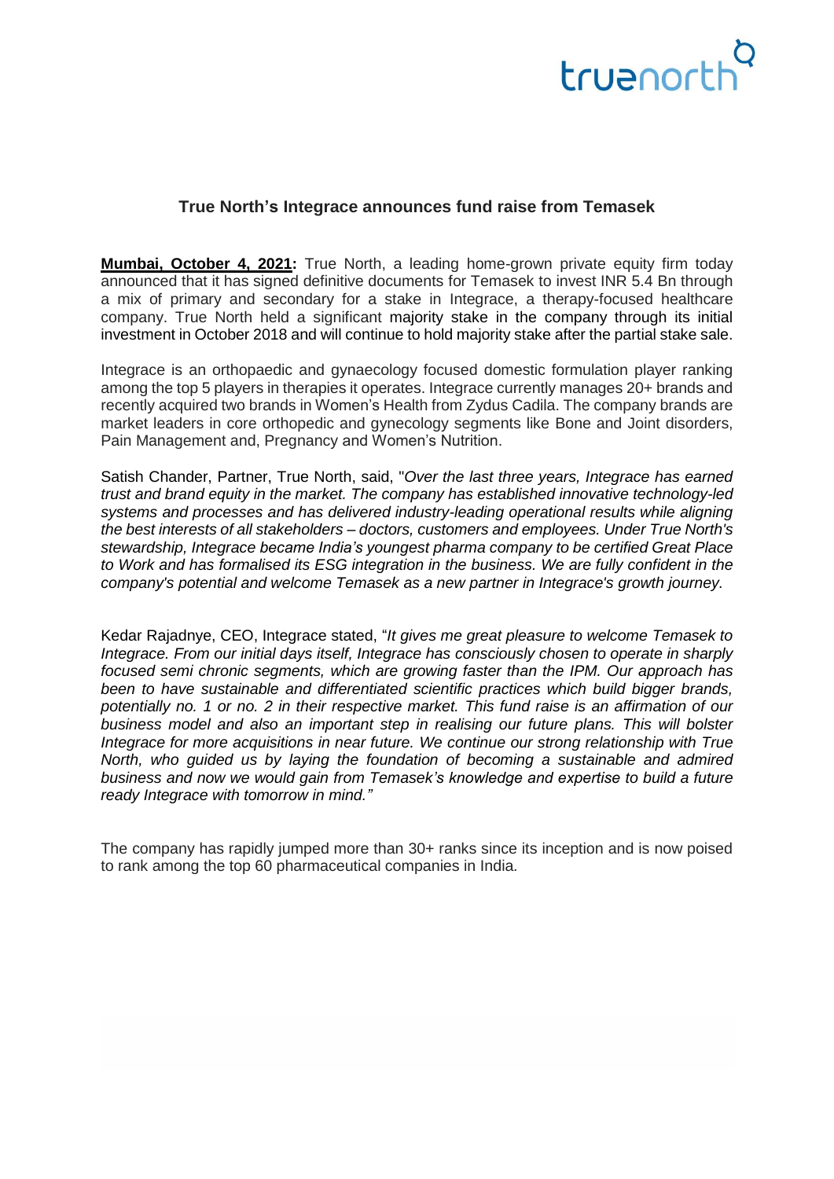truenorth

## True North's Integrace announces fund raise from Temasek

**Mumbai, October 4, 2021:** True North, a leading home-grown private equity firm today announced that it has signed definitive documents for Temasek to invest INR 5.4 Bn through a mix of primary and secondary for a stake in Integrace, a therapy-focused healthcare company. True North held a significant majority stake in the company through its initial investment in October 2018 and will continue to hold majority stake after the partial stake sale.

Integrace is an orthopaedic and gynaecology focused domestic formulation player ranking among the top 5 players in therapies it operates. Integrace currently manages 20+ brands and recently acquired two brands in Women's Health from Zydus Cadila. The company brands are market leaders in core orthopedic and gynecology segments like Bone and Joint disorders, Pain Management and, Pregnancy and Women's Nutrition.

Satish Chander, Partner, True North, said, "*Over the last three years, Integrace has earned trust and brand equity in the market. The company has established innovative technology-led systems and processes and has delivered industry-leading operational results while aligning the best interests of all stakeholders – doctors, customers and employees. Under True North's stewardship, Integrace became India's youngest pharma company to be certified Great Place to Work and has formalised its ESG integration in the business. We are fully confident in the company's potential and welcome Temasek as a new partner in Integrace's growth journey.*

Kedar Rajadnye, CEO, Integrace stated, "*It gives me great pleasure to welcome Temasek to Integrace. From our initial days itself, Integrace has consciously chosen to operate in sharply focused semi chronic segments, which are growing faster than the IPM. Our approach has been to have sustainable and differentiated scientific practices which build bigger brands, potentially no. 1 or no. 2 in their respective market. This fund raise is an affirmation of our business model and also an important step in realising our future plans. This will bolster Integrace for more acquisitions in near future. We continue our strong relationship with True North, who guided us by laying the foundation of becoming a sustainable and admired business and now we would gain from Temasek's knowledge and expertise to build a future ready Integrace with tomorrow in mind."*

The company has rapidly jumped more than 30+ ranks since its inception and is now poised to rank among the top 60 pharmaceutical companies in India.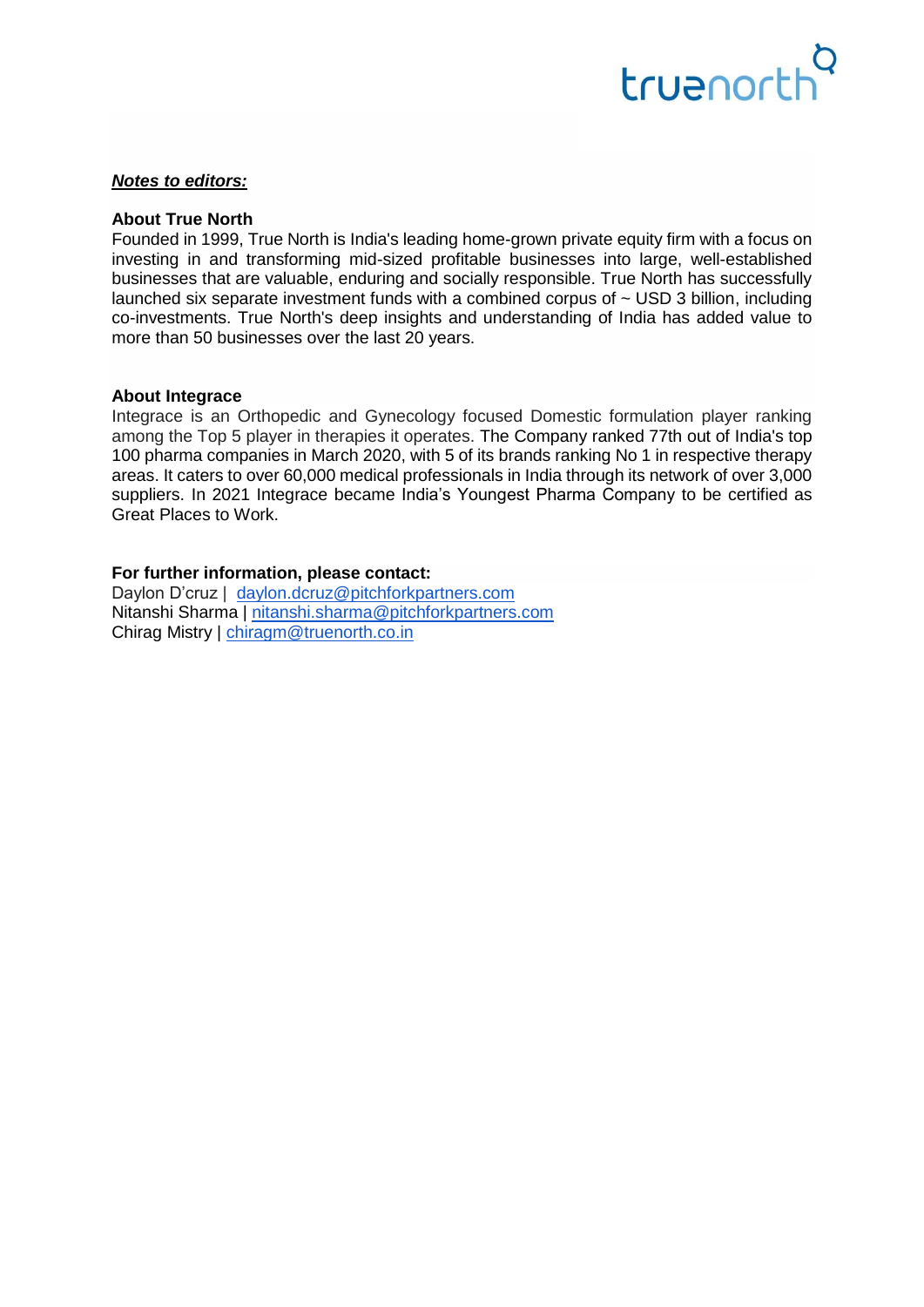***Notes to editors:***

**About True North**

Founded in 1999, True North is India's leading home-grown private equity firm with a focus on investing in and transforming mid-sized profitable businesses into large, well-established businesses that are valuable, enduring and socially responsible. True North has successfully launched six separate investment funds with a combined corpus of ~ USD 3 billion, including co-investments. True North's deep insights and understanding of India has added value to more than 50 businesses over the last 20 years.

**About Integrace**

Integrace is an Orthopedic and Gynecology focused Domestic formulation player ranking among the Top 5 player in therapies it operates. The Company ranked 77th out of India's top 100 pharma companies in March 2020, with 5 of its brands ranking No 1 in respective therapy areas. It caters to over 60,000 medical professionals in India through its network of over 3,000 suppliers. In 2021 Integrace became India's Youngest Pharma Company to be certified as Great Places to Work.

**For further information, please contact:**

Daylon D'cruz | daylon.dcruz@pitchforkpartners.com
Nitanshi Sharma | nitanshi.sharma@pitchforkpartners.com
Chirag Mistry | chiragm@truenorth.co.in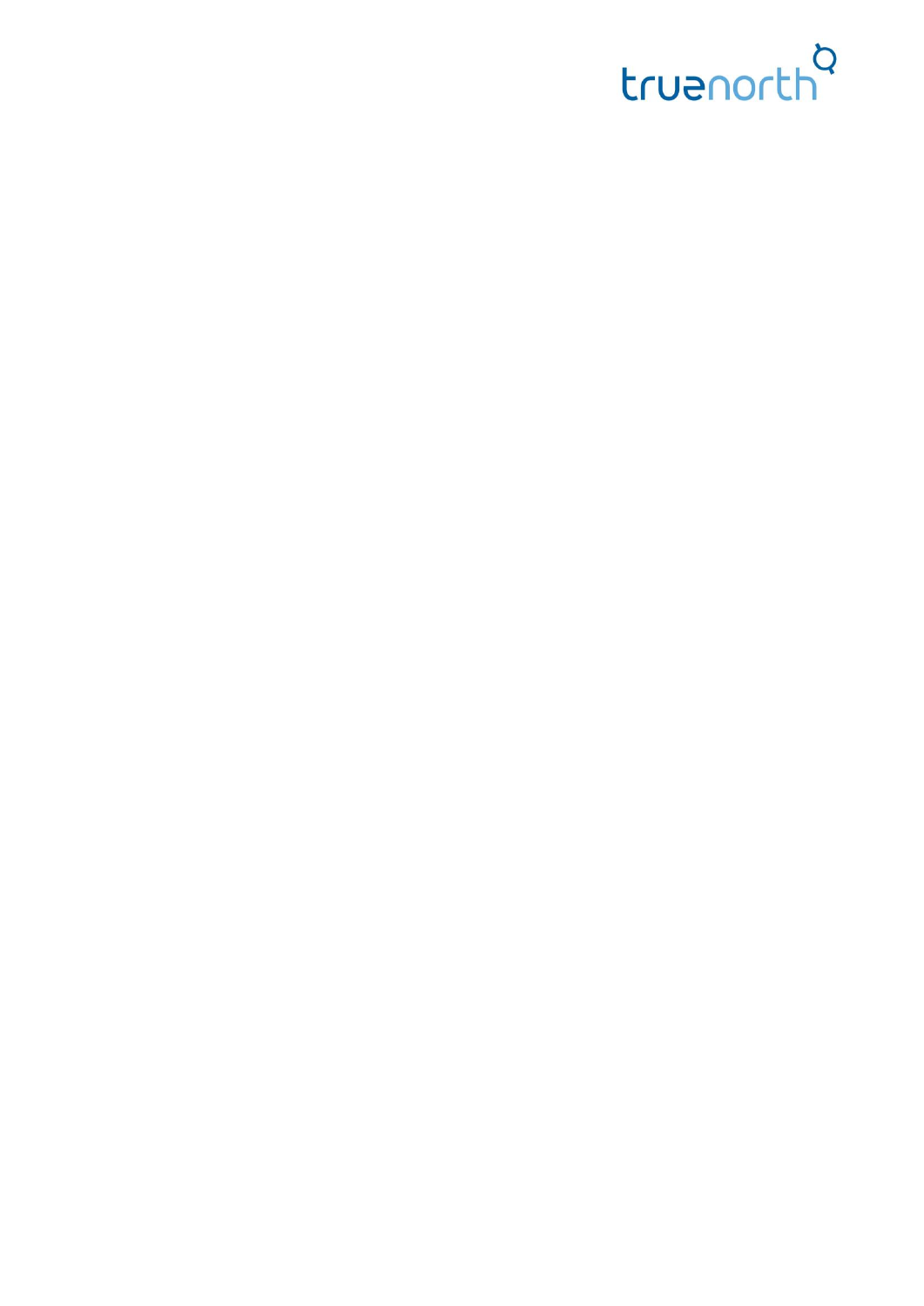truenorth